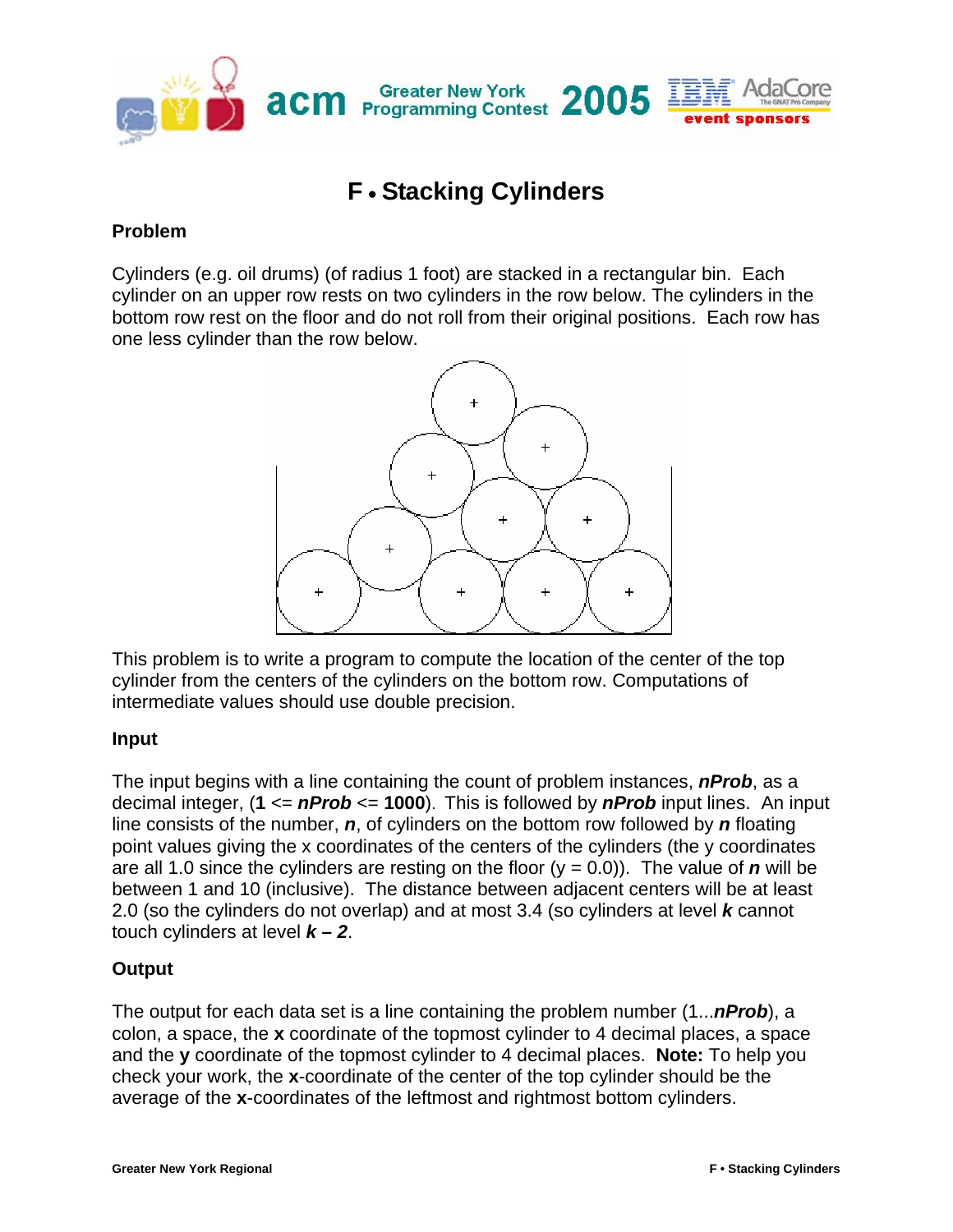# F • Stacking Cylinders

## Problem

Cylinders (e.g. oil drums) (of radius 1 foot) are stacked in a rectangular bin. Each cylinder on an upper row rests on two cylinders in the row below. The cylinders in the bottom row rest on the floor and do not roll from their original positions. Each row has one less cylinder than the row below.

This problem is to write a program to compute the location of the center of the top cylinder from the centers of the cylinders on the bottom row. Computations of intermediate values should use double precision.

## Input

The input begins with a line containing the count of problem instances, ***nProb***, as a decimal integer, (**1** <= ***nProb*** <= **1000**). This is followed by ***nProb*** input lines. An input line consists of the number, ***n***, of cylinders on the bottom row followed by ***n*** floating point values giving the x coordinates of the centers of the cylinders (the y coordinates are all 1.0 since the cylinders are resting on the floor (y = 0.0)). The value of ***n*** will be between 1 and 10 (inclusive). The distance between adjacent centers will be at least 2.0 (so the cylinders do not overlap) and at most 3.4 (so cylinders at level ***k*** cannot touch cylinders at level ***k – 2***.

## Output

The output for each data set is a line containing the problem number (1...***nProb***), a colon, a space, the **x** coordinate of the topmost cylinder to 4 decimal places, a space and the **y** coordinate of the topmost cylinder to 4 decimal places. **Note:** To help you check your work, the **x**-coordinate of the center of the top cylinder should be the average of the **x**-coordinates of the leftmost and rightmost bottom cylinders.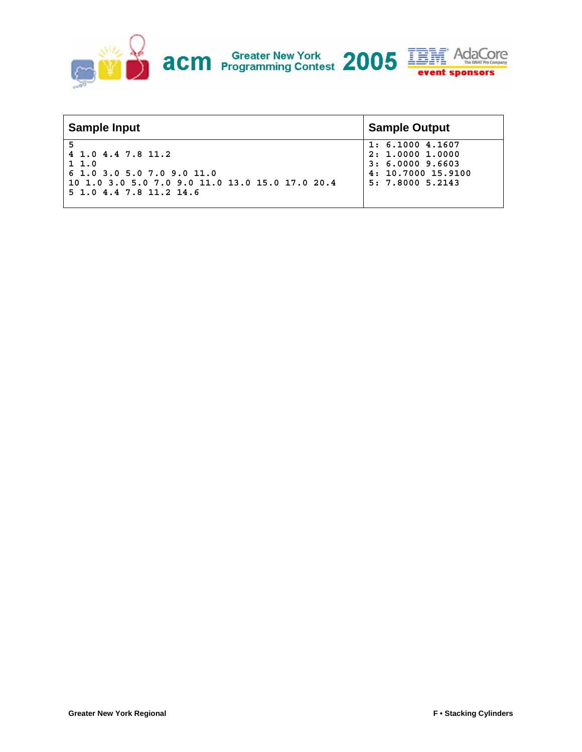| Sample Input | Sample Output |
| --- | --- |
| 5<br>4 1.0 4.4 7.8 11.2<br>1 1.0<br>6 1.0 3.0 5.0 7.0 9.0 11.0<br>10 1.0 3.0 5.0 7.0 9.0 11.0 13.0 15.0 17.0 20.4<br>5 1.0 4.4 7.8 11.2 14.6 | 1: 6.1000 4.1607<br>2: 1.0000 1.0000<br>3: 6.0000 9.6603<br>4: 10.7000 15.9100<br>5: 7.8000 5.2143 |